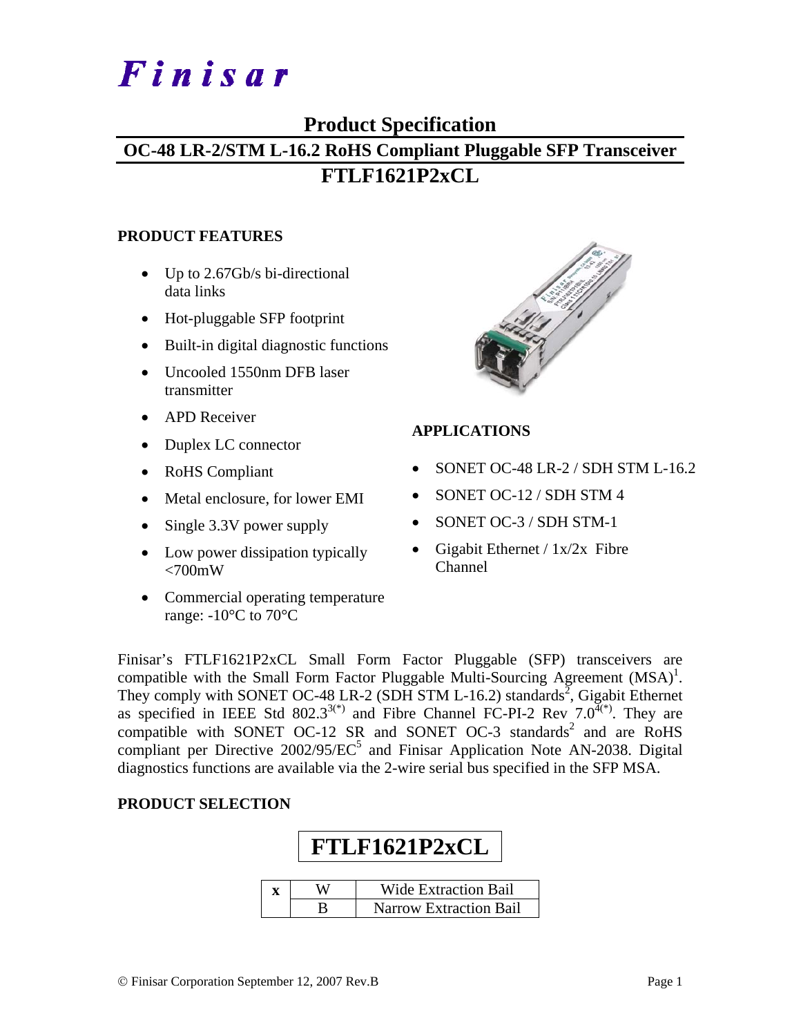# Finisar

## Product Specification

## OC-48 LR-2/STM L-16.2 RoHS Compliant Pluggable SFP Transceiver

## FTLF1621P2xCL

### PRODUCT FEATURES

- Up to 2.67Gb/s bi-directional data links
- Hot-pluggable SFP footprint
- Built-in digital diagnostic functions
- Uncooled 1550nm DFB laser transmitter
- APD Receiver
- Duplex LC connector
- RoHS Compliant
- Metal enclosure, for lower EMI
- Single 3.3V power supply
- Low power dissipation typically <700mW
- Commercial operating temperature range: -10°C to 70°C

### APPLICATIONS

- SONET OC-48 LR-2 / SDH STM L-16.2
- SONET OC-12 / SDH STM 4
- SONET OC-3 / SDH STM-1
- Gigabit Ethernet / 1x/2x Fibre Channel

Finisar's FTLF1621P2xCL Small Form Factor Pluggable (SFP) transceivers are compatible with the Small Form Factor Pluggable Multi-Sourcing Agreement (MSA)[1]. They comply with SONET OC-48 LR-2 (SDH STM L-16.2) standards[2], Gigabit Ethernet as specified in IEEE Std 802.3[3(*)] and Fibre Channel FC-PI-2 Rev 7.0[4(*)]. They are compatible with SONET OC-12 SR and SONET OC-3 standards[2] and are RoHS compliant per Directive 2002/95/EC[5] and Finisar Application Note AN-2038. Digital diagnostics functions are available via the 2-wire serial bus specified in the SFP MSA.

### PRODUCT SELECTION

**FTLF1621P2xCL**

| x | W | Wide Extraction Bail |
|---|---|---|
| | B | Narrow Extraction Bail |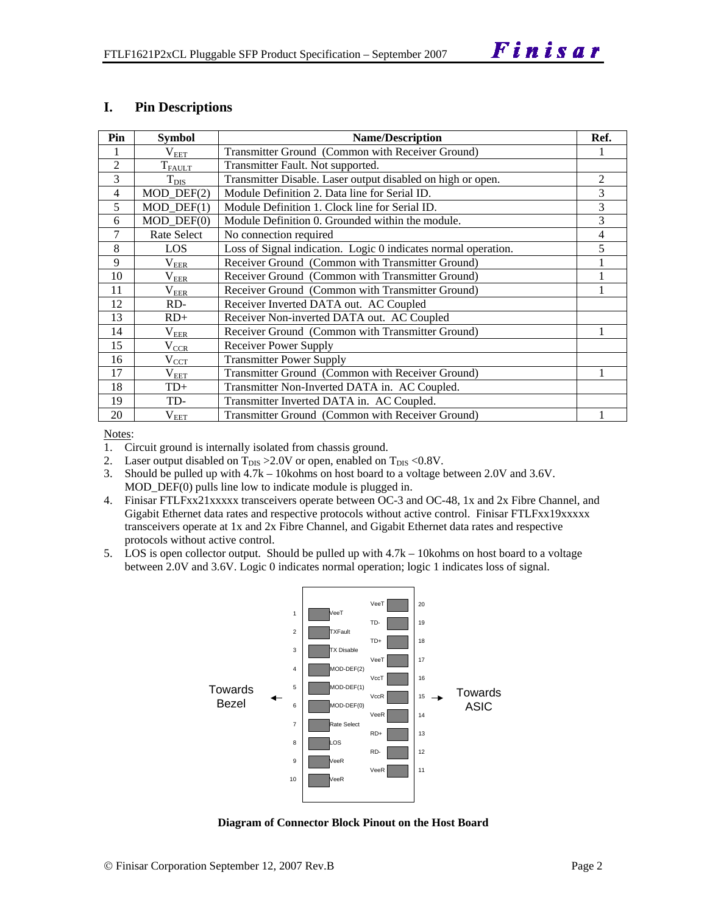## I. Pin Descriptions

| Pin | Symbol | Name/Description | Ref. |
|---|---|---|---|
| 1 | $V_{EET}$ | Transmitter Ground (Common with Receiver Ground) | 1 |
| 2 | $T_{FAULT}$ | Transmitter Fault. Not supported. | |
| 3 | $T_{DIS}$ | Transmitter Disable. Laser output disabled on high or open. | 2 |
| 4 | MOD_DEF(2) | Module Definition 2. Data line for Serial ID. | 3 |
| 5 | MOD_DEF(1) | Module Definition 1. Clock line for Serial ID. | 3 |
| 6 | MOD_DEF(0) | Module Definition 0. Grounded within the module. | 3 |
| 7 | Rate Select | No connection required | 4 |
| 8 | LOS | Loss of Signal indication. Logic 0 indicates normal operation. | 5 |
| 9 | $V_{EER}$ | Receiver Ground (Common with Transmitter Ground) | 1 |
| 10 | $V_{EER}$ | Receiver Ground (Common with Transmitter Ground) | 1 |
| 11 | $V_{EER}$ | Receiver Ground (Common with Transmitter Ground) | 1 |
| 12 | RD- | Receiver Inverted DATA out. AC Coupled | |
| 13 | RD+ | Receiver Non-inverted DATA out. AC Coupled | |
| 14 | $V_{EER}$ | Receiver Ground (Common with Transmitter Ground) | 1 |
| 15 | $V_{CCR}$ | Receiver Power Supply | |
| 16 | $V_{CCT}$ | Transmitter Power Supply | |
| 17 | $V_{EET}$ | Transmitter Ground (Common with Receiver Ground) | 1 |
| 18 | TD+ | Transmitter Non-Inverted DATA in. AC Coupled. | |
| 19 | TD- | Transmitter Inverted DATA in. AC Coupled. | |
| 20 | $V_{EET}$ | Transmitter Ground (Common with Receiver Ground) | 1 |

Notes:

1. Circuit ground is internally isolated from chassis ground.
2. Laser output disabled on $T_{DIS}$ >2.0V or open, enabled on $T_{DIS}$ <0.8V.
3. Should be pulled up with 4.7k – 10kohms on host board to a voltage between 2.0V and 3.6V. MOD_DEF(0) pulls line low to indicate module is plugged in.
4. Finisar FTLFxx21xxxxx transceivers operate between OC-3 and OC-48, 1x and 2x Fibre Channel, and Gigabit Ethernet data rates and respective protocols without active control. Finisar FTLFxx19xxxxx transceivers operate at 1x and 2x Fibre Channel, and Gigabit Ethernet data rates and respective protocols without active control.
5. LOS is open collector output. Should be pulled up with 4.7k – 10kohms on host board to a voltage between 2.0V and 3.6V. Logic 0 indicates normal operation; logic 1 indicates loss of signal.

| Pin | Signal | Signal | Pin |
|---|---|---|---|
| | | VeeT | 20 |
| 1 | VeeT | TD- | 19 |
| 2 | TXFault | TD+ | 18 |
| 3 | TX Disable | VeeT | 17 |
| 4 | MOD-DEF(2) | VccT | 16 |
| 5 | MOD-DEF(1) | VccR | 15 |
| 6 | MOD-DEF(0) | VeeR | 14 |
| 7 | Rate Select | RD+ | 13 |
| 8 | LOS | RD- | 12 |
| 9 | VeeR | VeeR | 11 |
| 10 | VeeR | | |

Towards Bezel ← → Towards ASIC

**Diagram of Connector Block Pinout on the Host Board**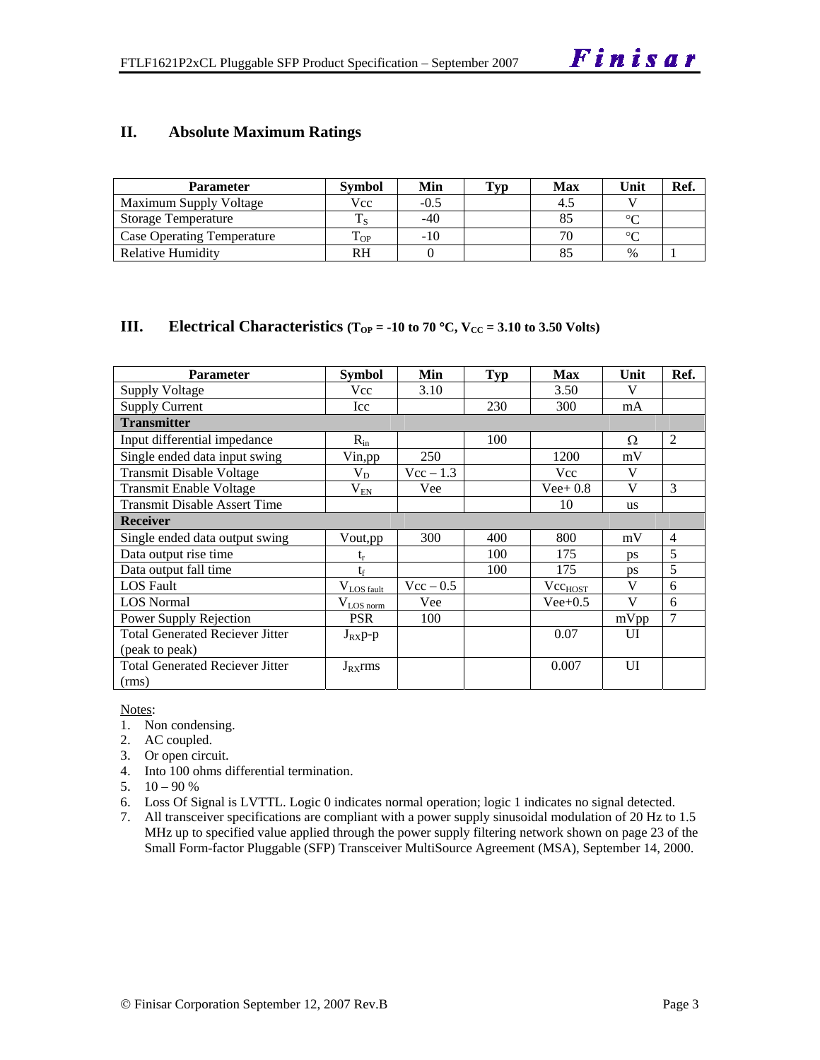## II. Absolute Maximum Ratings

| Parameter | Symbol | Min | Typ | Max | Unit | Ref. |
|---|---|---|---|---|---|---|
| Maximum Supply Voltage | Vcc | -0.5 | | 4.5 | V | |
| Storage Temperature | $T_S$ | -40 | | 85 | °C | |
| Case Operating Temperature | $T_{OP}$ | -10 | | 70 | °C | |
| Relative Humidity | RH | 0 | | 85 | % | 1 |

## III. Electrical Characteristics ($T_{OP}$ = -10 to 70 °C, $V_{CC}$ = 3.10 to 3.50 Volts)

| Parameter | Symbol | Min | Typ | Max | Unit | Ref. |
|---|---|---|---|---|---|---|
| Supply Voltage | Vcc | 3.10 | | 3.50 | V | |
| Supply Current | Icc | | 230 | 300 | mA | |
| **Transmitter** | | | | | | |
| Input differential impedance | $R_{in}$ | | 100 | | Ω | 2 |
| Single ended data input swing | Vin,pp | 250 | | 1200 | mV | |
| Transmit Disable Voltage | $V_D$ | Vcc – 1.3 | | Vcc | V | |
| Transmit Enable Voltage | $V_{EN}$ | Vee | | Vee+ 0.8 | V | 3 |
| Transmit Disable Assert Time | | | | 10 | us | |
| **Receiver** | | | | | | |
| Single ended data output swing | Vout,pp | 300 | 400 | 800 | mV | 4 |
| Data output rise time | $t_r$ | | 100 | 175 | ps | 5 |
| Data output fall time | $t_f$ | | 100 | 175 | ps | 5 |
| LOS Fault | $V_{LOS\ fault}$ | Vcc – 0.5 | | $Vcc_{HOST}$ | V | 6 |
| LOS Normal | $V_{LOS\ norm}$ | Vee | | Vee+0.5 | V | 6 |
| Power Supply Rejection | PSR | 100 | | | mVpp | 7 |
| Total Generated Reciever Jitter (peak to peak) | $J_{RX}$p-p | | | 0.07 | UI | |
| Total Generated Reciever Jitter (rms) | $J_{RX}$rms | | | 0.007 | UI | |

Notes:

1. Non condensing.
2. AC coupled.
3. Or open circuit.
4. Into 100 ohms differential termination.
5. 10 – 90 %
6. Loss Of Signal is LVTTL. Logic 0 indicates normal operation; logic 1 indicates no signal detected.
7. All transceiver specifications are compliant with a power supply sinusoidal modulation of 20 Hz to 1.5 MHz up to specified value applied through the power supply filtering network shown on page 23 of the Small Form-factor Pluggable (SFP) Transceiver MultiSource Agreement (MSA), September 14, 2000.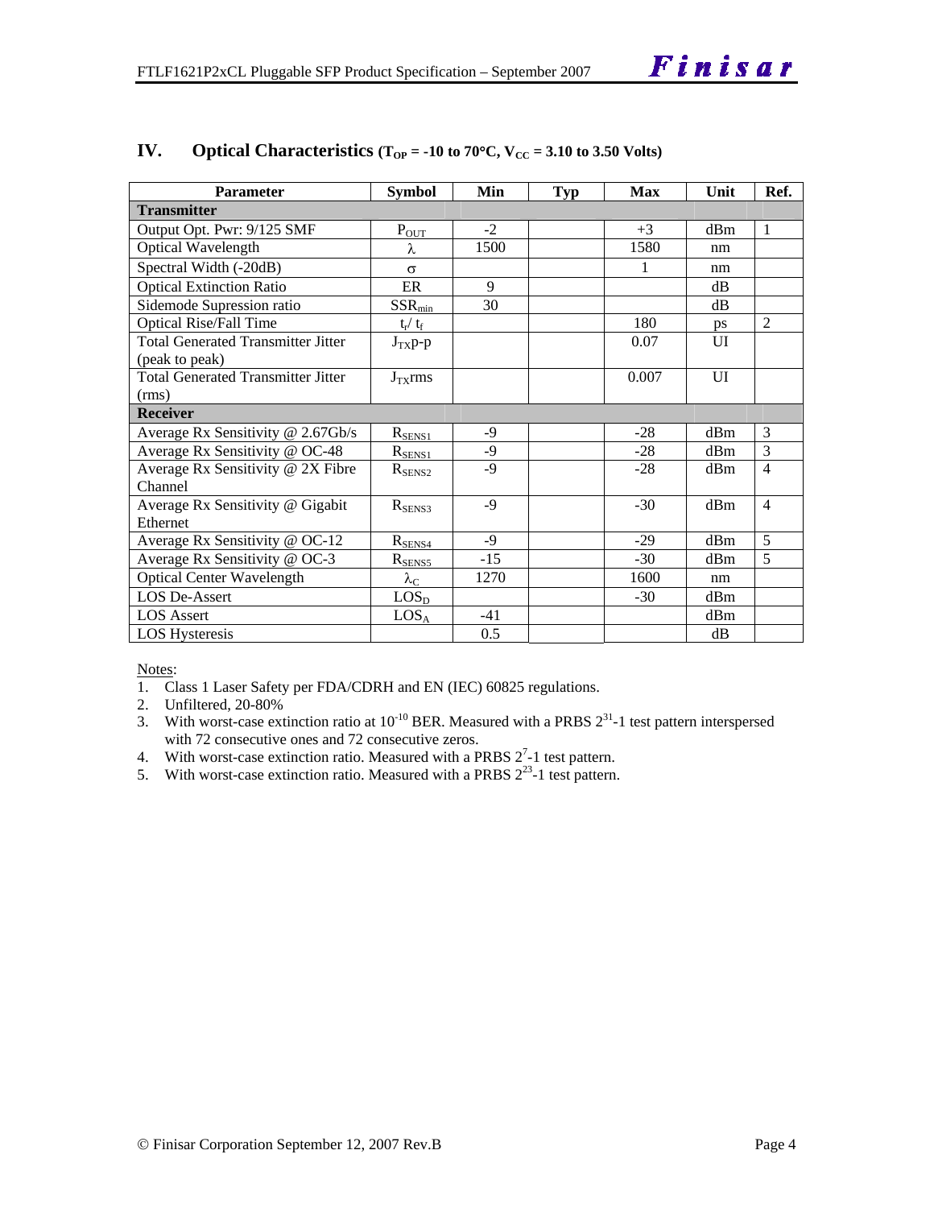## IV. Optical Characteristics ($T_{OP}$ = -10 to 70°C, $V_{CC}$ = 3.10 to 3.50 Volts)

| Parameter | Symbol | Min | Typ | Max | Unit | Ref. |
|---|---|---|---|---|---|---|
| **Transmitter** | | | | | | |
| Output Opt. Pwr: 9/125 SMF | $P_{OUT}$ | -2 | | +3 | dBm | 1 |
| Optical Wavelength | $\lambda$ | 1500 | | 1580 | nm | |
| Spectral Width (-20dB) | $\sigma$ | | | 1 | nm | |
| Optical Extinction Ratio | ER | 9 | | | dB | |
| Sidemode Supression ratio | $SSR_{min}$ | 30 | | | dB | |
| Optical Rise/Fall Time | $t_r/ t_f$ | | | 180 | ps | 2 |
| Total Generated Transmitter Jitter (peak to peak) | $J_{TX}$p-p | | | 0.07 | UI | |
| Total Generated Transmitter Jitter (rms) | $J_{TX}$rms | | | 0.007 | UI | |
| **Receiver** | | | | | | |
| Average Rx Sensitivity @ 2.67Gb/s | $R_{SENS1}$ | -9 | | -28 | dBm | 3 |
| Average Rx Sensitivity @ OC-48 | $R_{SENS1}$ | -9 | | -28 | dBm | 3 |
| Average Rx Sensitivity @ 2X Fibre Channel | $R_{SENS2}$ | -9 | | -28 | dBm | 4 |
| Average Rx Sensitivity @ Gigabit Ethernet | $R_{SENS3}$ | -9 | | -30 | dBm | 4 |
| Average Rx Sensitivity @ OC-12 | $R_{SENS4}$ | -9 | | -29 | dBm | 5 |
| Average Rx Sensitivity @ OC-3 | $R_{SENS5}$ | -15 | | -30 | dBm | 5 |
| Optical Center Wavelength | $\lambda_C$ | 1270 | | 1600 | nm | |
| LOS De-Assert | $LOS_D$ | | | -30 | dBm | |
| LOS Assert | $LOS_A$ | -41 | | | dBm | |
| LOS Hysteresis | | 0.5 | | | dB | |

Notes:

1. Class 1 Laser Safety per FDA/CDRH and EN (IEC) 60825 regulations.
2. Unfiltered, 20-80%
3. With worst-case extinction ratio at $10^{-10}$ BER. Measured with a PRBS $2^{31}$-1 test pattern interspersed with 72 consecutive ones and 72 consecutive zeros.
4. With worst-case extinction ratio. Measured with a PRBS $2^{7}$-1 test pattern.
5. With worst-case extinction ratio. Measured with a PRBS $2^{23}$-1 test pattern.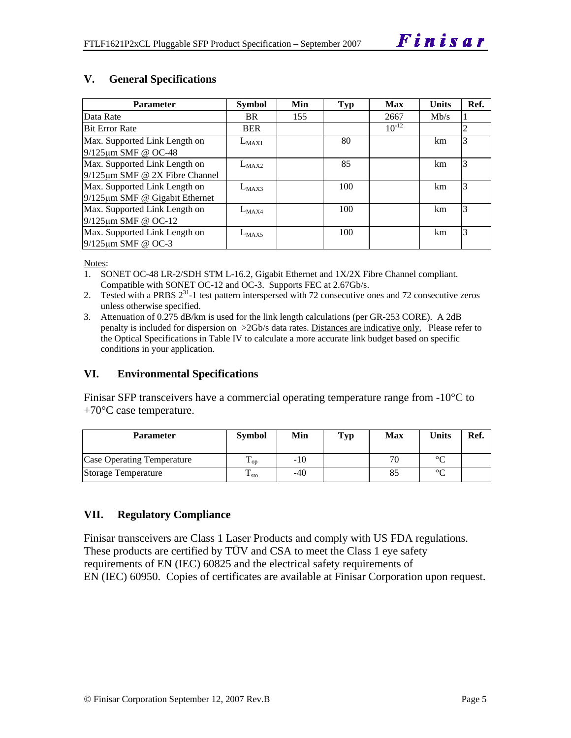## V. General Specifications

| Parameter | Symbol | Min | Typ | Max | Units | Ref. |
|---|---|---|---|---|---|---|
| Data Rate | BR | 155 | | 2667 | Mb/s | 1 |
| Bit Error Rate | BER | | | $10^{-12}$ | | 2 |
| Max. Supported Link Length on 9/125µm SMF @ OC-48 | $L_{MAX1}$ | | 80 | | km | 3 |
| Max. Supported Link Length on 9/125µm SMF @ 2X Fibre Channel | $L_{MAX2}$ | | 85 | | km | 3 |
| Max. Supported Link Length on 9/125µm SMF @ Gigabit Ethernet | $L_{MAX3}$ | | 100 | | km | 3 |
| Max. Supported Link Length on 9/125µm SMF @ OC-12 | $L_{MAX4}$ | | 100 | | km | 3 |
| Max. Supported Link Length on 9/125µm SMF @ OC-3 | $L_{MAX5}$ | | 100 | | km | 3 |

Notes:

1. SONET OC-48 LR-2/SDH STM L-16.2, Gigabit Ethernet and 1X/2X Fibre Channel compliant. Compatible with SONET OC-12 and OC-3. Supports FEC at 2.67Gb/s.
2. Tested with a PRBS $2^{31}$-1 test pattern interspersed with 72 consecutive ones and 72 consecutive zeros unless otherwise specified.
3. Attenuation of 0.275 dB/km is used for the link length calculations (per GR-253 CORE). A 2dB penalty is included for dispersion on >2Gb/s data rates. Distances are indicative only. Please refer to the Optical Specifications in Table IV to calculate a more accurate link budget based on specific conditions in your application.

## VI. Environmental Specifications

Finisar SFP transceivers have a commercial operating temperature range from -10°C to +70°C case temperature.

| Parameter | Symbol | Min | Typ | Max | Units | Ref. |
|---|---|---|---|---|---|---|
| Case Operating Temperature | $T_{op}$ | -10 | | 70 | °C | |
| Storage Temperature | $T_{sto}$ | -40 | | 85 | °C | |

## VII. Regulatory Compliance

Finisar transceivers are Class 1 Laser Products and comply with US FDA regulations. These products are certified by TÜV and CSA to meet the Class 1 eye safety requirements of EN (IEC) 60825 and the electrical safety requirements of EN (IEC) 60950. Copies of certificates are available at Finisar Corporation upon request.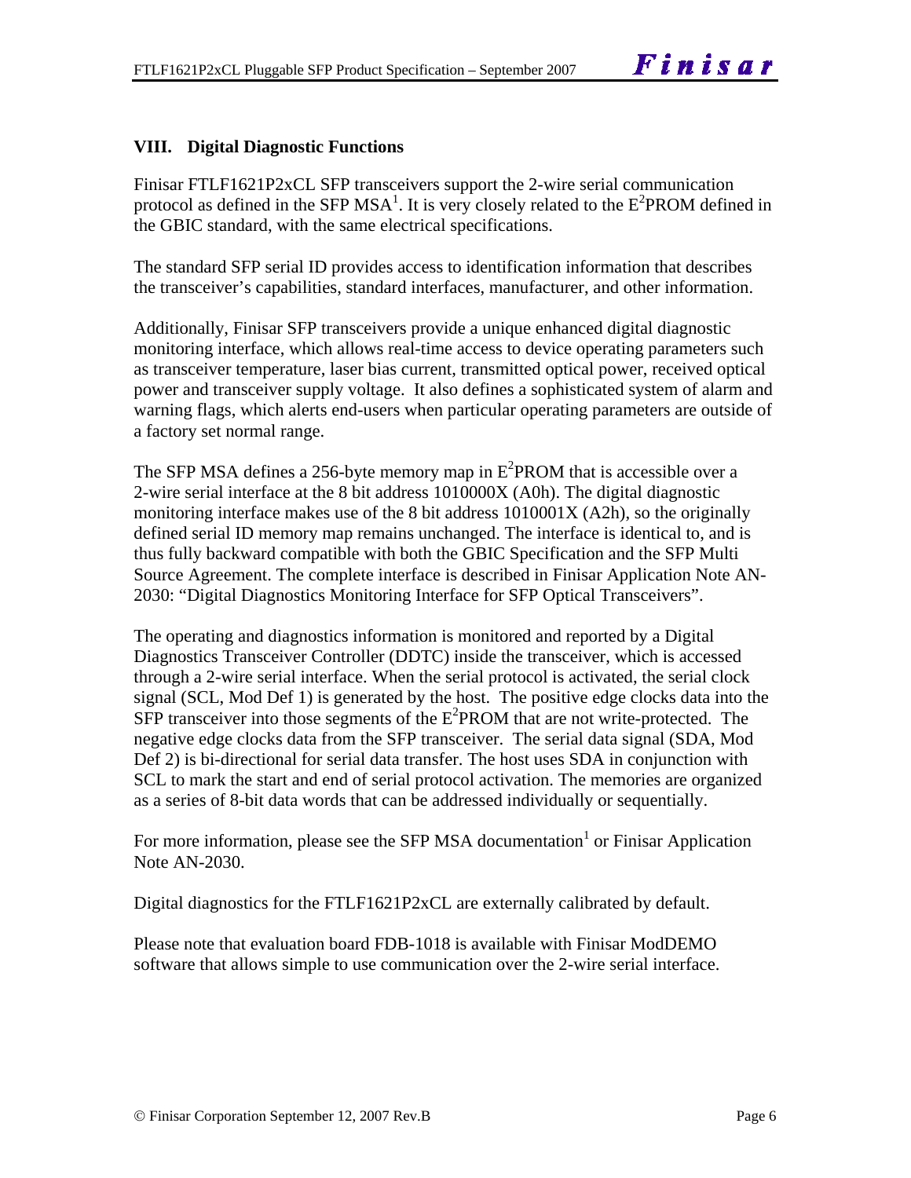## VIII. Digital Diagnostic Functions

Finisar FTLF1621P2xCL SFP transceivers support the 2-wire serial communication protocol as defined in the SFP MSA[1]. It is very closely related to the $E^2$PROM defined in the GBIC standard, with the same electrical specifications.

The standard SFP serial ID provides access to identification information that describes the transceiver's capabilities, standard interfaces, manufacturer, and other information.

Additionally, Finisar SFP transceivers provide a unique enhanced digital diagnostic monitoring interface, which allows real-time access to device operating parameters such as transceiver temperature, laser bias current, transmitted optical power, received optical power and transceiver supply voltage. It also defines a sophisticated system of alarm and warning flags, which alerts end-users when particular operating parameters are outside of a factory set normal range.

The SFP MSA defines a 256-byte memory map in $E^2$PROM that is accessible over a 2-wire serial interface at the 8 bit address 1010000X (A0h). The digital diagnostic monitoring interface makes use of the 8 bit address 1010001X (A2h), so the originally defined serial ID memory map remains unchanged. The interface is identical to, and is thus fully backward compatible with both the GBIC Specification and the SFP Multi Source Agreement. The complete interface is described in Finisar Application Note AN-2030: "Digital Diagnostics Monitoring Interface for SFP Optical Transceivers".

The operating and diagnostics information is monitored and reported by a Digital Diagnostics Transceiver Controller (DDTC) inside the transceiver, which is accessed through a 2-wire serial interface. When the serial protocol is activated, the serial clock signal (SCL, Mod Def 1) is generated by the host. The positive edge clocks data into the SFP transceiver into those segments of the $E^2$PROM that are not write-protected. The negative edge clocks data from the SFP transceiver. The serial data signal (SDA, Mod Def 2) is bi-directional for serial data transfer. The host uses SDA in conjunction with SCL to mark the start and end of serial protocol activation. The memories are organized as a series of 8-bit data words that can be addressed individually or sequentially.

For more information, please see the SFP MSA documentation[1] or Finisar Application Note AN-2030.

Digital diagnostics for the FTLF1621P2xCL are externally calibrated by default.

Please note that evaluation board FDB-1018 is available with Finisar ModDEMO software that allows simple to use communication over the 2-wire serial interface.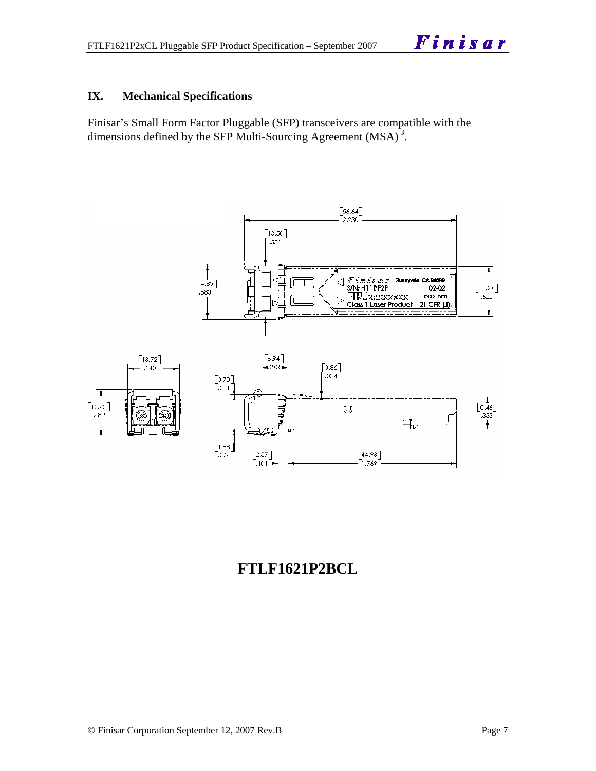## IX. Mechanical Specifications

Finisar's Small Form Factor Pluggable (SFP) transceivers are compatible with the dimensions defined by the SFP Multi-Sourcing Agreement (MSA)[3].

# FTLF1621P2BCL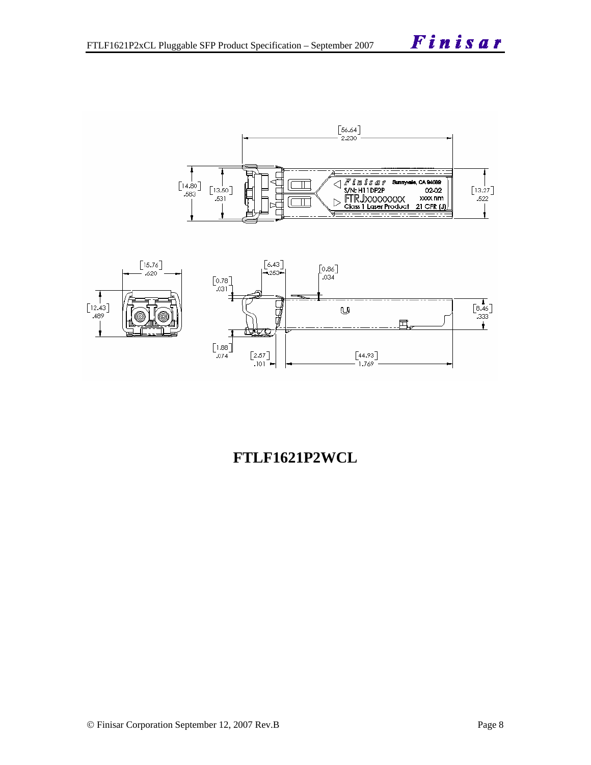**FTLF1621P2WCL**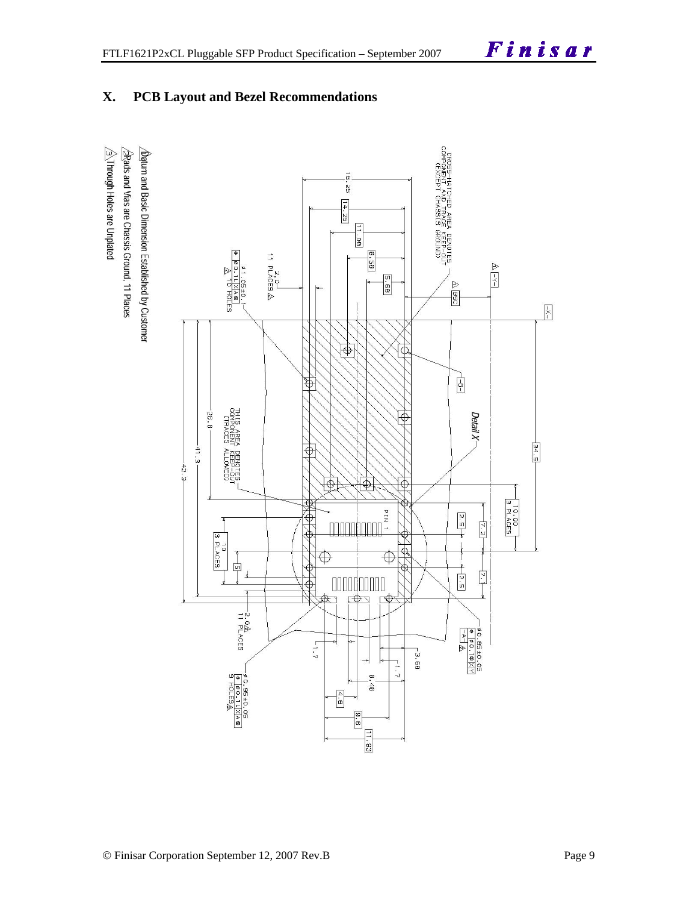## X. PCB Layout and Bezel Recommendations

CROSS-HATCHED AREA DENOTES COMPONENT AND TRACE KEEP-OUT (EXCEPT CHASSIS GROUND)

THIS AREA DENOTES COMPONENT KEEP-OUT (TRACES ALLOWED)

Detail X

PIN 1

16.25, 14.25, 11.08, 8.58, 5.68, BSC, -Y-, -X-, -B-, 34.5, 10.00 3 PLACES, 7.2, 2.5, 7.1, 2.5, 26.8, 41.3, 42.3, 10 3 PLACES, 5, 2.0 11 PLACES, 3.68, 11.7, 8.48, 4.8, 9.6, 11.93, 1.7

ø1.05±0.1 ⌖ ø0.1 X A B 10 HOLES 3

ø0.85±0.05 ⌖ ø0.1 X Y -A-

ø0.95±0.05 ⌖ ø0.1 X A B 9 HOLES 3

1. Datum and Basic Dimension Established by Customer
2. Rads and Vias are Chassis Ground, 11 Places
3. Through Holes are Unplated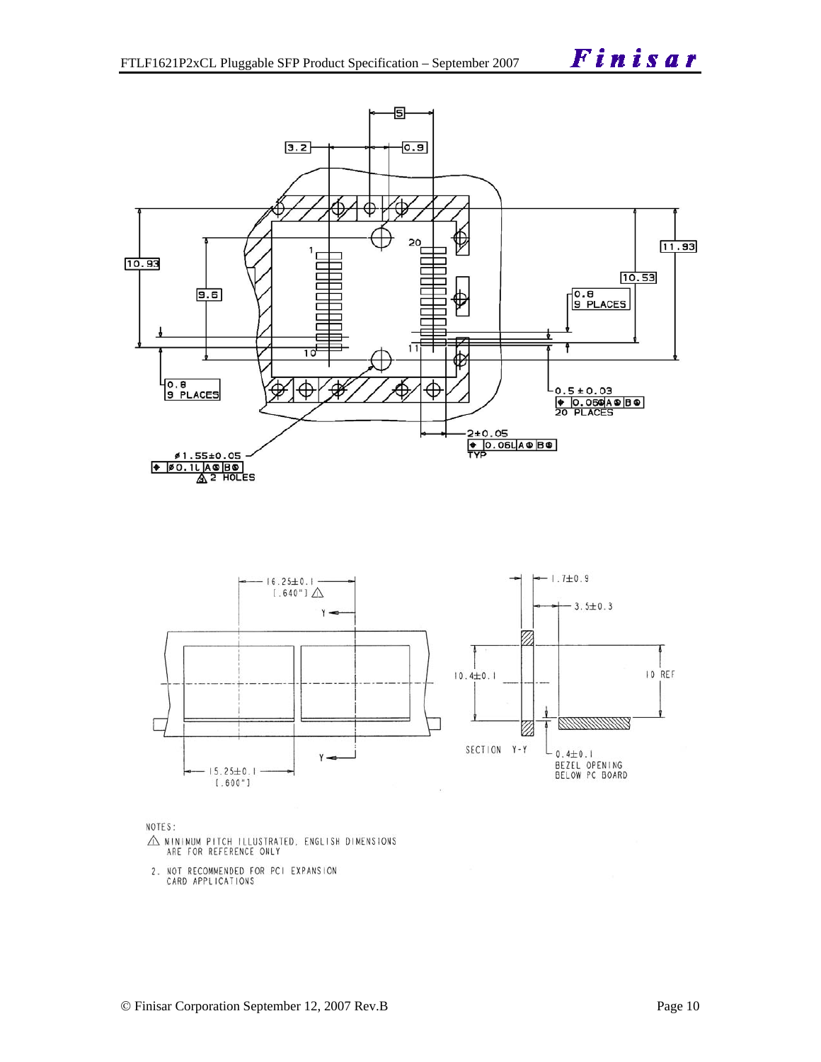NOTES:

1. MINIMUM PITCH ILLUSTRATED, ENGLISH DIMENSIONS ARE FOR REFERENCE ONLY
2. NOT RECOMMENDED FOR PCI EXPANSION CARD APPLICATIONS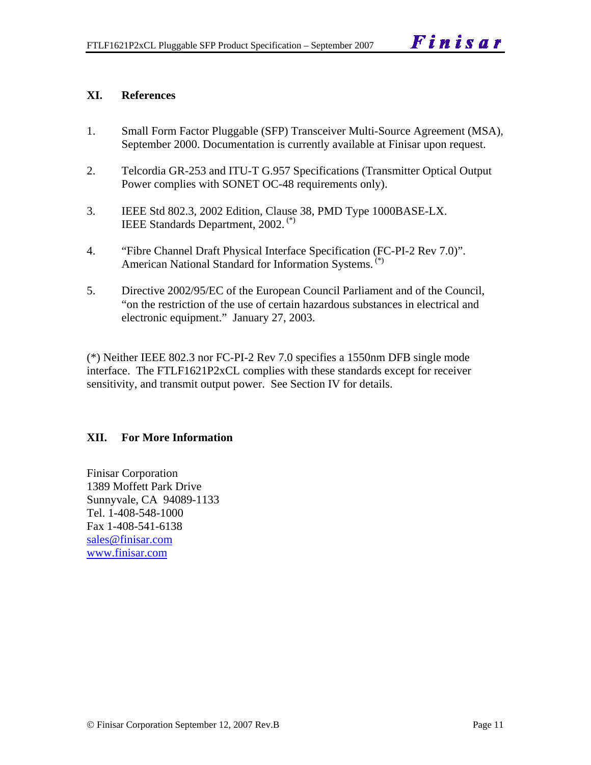## XI. References

1. Small Form Factor Pluggable (SFP) Transceiver Multi-Source Agreement (MSA), September 2000. Documentation is currently available at Finisar upon request.

2. Telcordia GR-253 and ITU-T G.957 Specifications (Transmitter Optical Output Power complies with SONET OC-48 requirements only).

3. IEEE Std 802.3, 2002 Edition, Clause 38, PMD Type 1000BASE-LX. IEEE Standards Department, 2002. (*)

4. "Fibre Channel Draft Physical Interface Specification (FC-PI-2 Rev 7.0)". American National Standard for Information Systems. (*)

5. Directive 2002/95/EC of the European Council Parliament and of the Council, "on the restriction of the use of certain hazardous substances in electrical and electronic equipment." January 27, 2003.

(*) Neither IEEE 802.3 nor FC-PI-2 Rev 7.0 specifies a 1550nm DFB single mode interface. The FTLF1621P2xCL complies with these standards except for receiver sensitivity, and transmit output power. See Section IV for details.

## XII. For More Information

Finisar Corporation
1389 Moffett Park Drive
Sunnyvale, CA 94089-1133
Tel. 1-408-548-1000
Fax 1-408-541-6138
sales@finisar.com
www.finisar.com